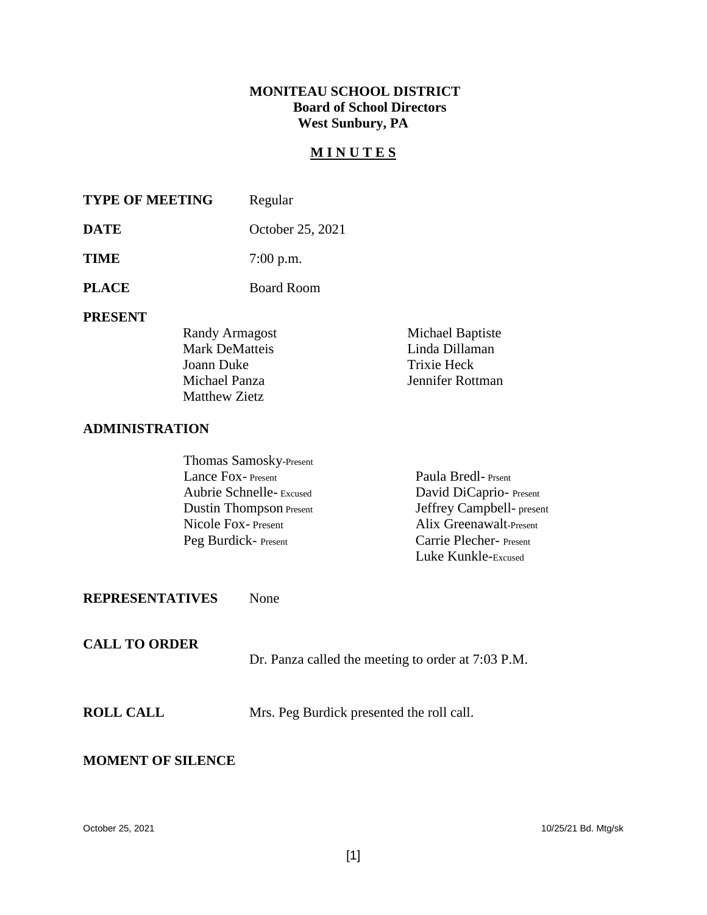**MONITEAU SCHOOL DISTRICT**
**Board of School Directors**
**West Sunbury, PA**

# M I N U T E S

**TYPE OF MEETING** Regular

**DATE** October 25, 2021

**TIME** 7:00 p.m.

**PLACE** Board Room

**PRESENT**

Randy Armagost
Michael Baptiste
Mark DeMatteis
Linda Dillaman
Joann Duke
Trixie Heck
Michael Panza
Jennifer Rottman
Matthew Zietz

**ADMINISTRATION**

Thomas Samosky-Present
Lance Fox- Present
Paula Bredl- Prsent
Aubrie Schnelle- Excused
David DiCaprio- Present
Dustin Thompson Present
Jeffrey Campbell- present
Nicole Fox- Present
Alix Greenawalt-Present
Peg Burdick- Present
Carrie Plecher- Present
Luke Kunkle-Excused

**REPRESENTATIVES** None

**CALL TO ORDER**

Dr. Panza called the meeting to order at 7:03 P.M.

**ROLL CALL** Mrs. Peg Burdick presented the roll call.

**MOMENT OF SILENCE**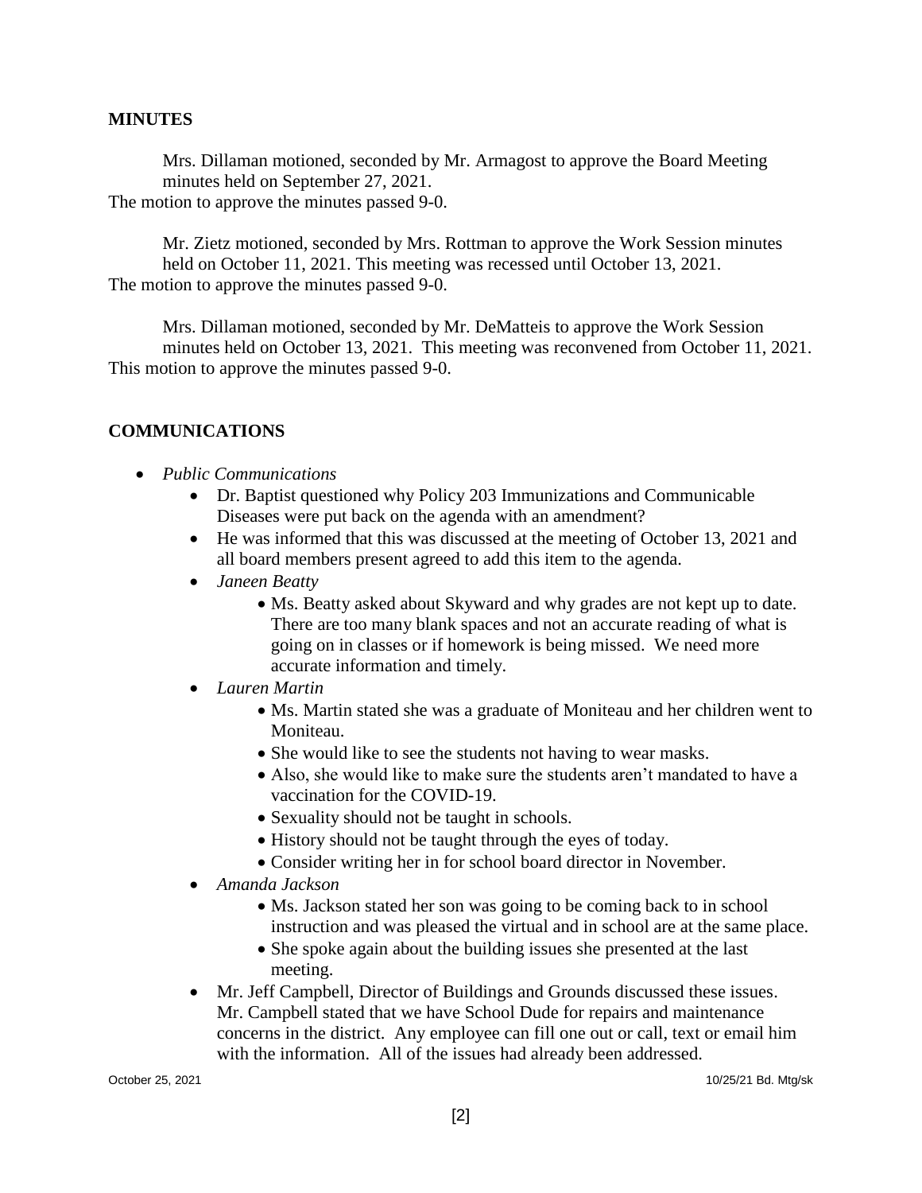## MINUTES

Mrs. Dillaman motioned, seconded by Mr. Armagost to approve the Board Meeting minutes held on September 27, 2021.
The motion to approve the minutes passed 9-0.

Mr. Zietz motioned, seconded by Mrs. Rottman to approve the Work Session minutes held on October 11, 2021. This meeting was recessed until October 13, 2021.
The motion to approve the minutes passed 9-0.

Mrs. Dillaman motioned, seconded by Mr. DeMatteis to approve the Work Session minutes held on October 13, 2021. This meeting was reconvened from October 11, 2021.
This motion to approve the minutes passed 9-0.

## COMMUNICATIONS

- *Public Communications*
  - Dr. Baptist questioned why Policy 203 Immunizations and Communicable Diseases were put back on the agenda with an amendment?
  - He was informed that this was discussed at the meeting of October 13, 2021 and all board members present agreed to add this item to the agenda.
  - *Janeen Beatty*
    - Ms. Beatty asked about Skyward and why grades are not kept up to date. There are too many blank spaces and not an accurate reading of what is going on in classes or if homework is being missed. We need more accurate information and timely.
  - *Lauren Martin*
    - Ms. Martin stated she was a graduate of Moniteau and her children went to Moniteau.
    - She would like to see the students not having to wear masks.
    - Also, she would like to make sure the students aren't mandated to have a vaccination for the COVID-19.
    - Sexuality should not be taught in schools.
    - History should not be taught through the eyes of today.
    - Consider writing her in for school board director in November.
  - *Amanda Jackson*
    - Ms. Jackson stated her son was going to be coming back to in school instruction and was pleased the virtual and in school are at the same place.
    - She spoke again about the building issues she presented at the last meeting.
  - Mr. Jeff Campbell, Director of Buildings and Grounds discussed these issues. Mr. Campbell stated that we have School Dude for repairs and maintenance concerns in the district. Any employee can fill one out or call, text or email him with the information. All of the issues had already been addressed.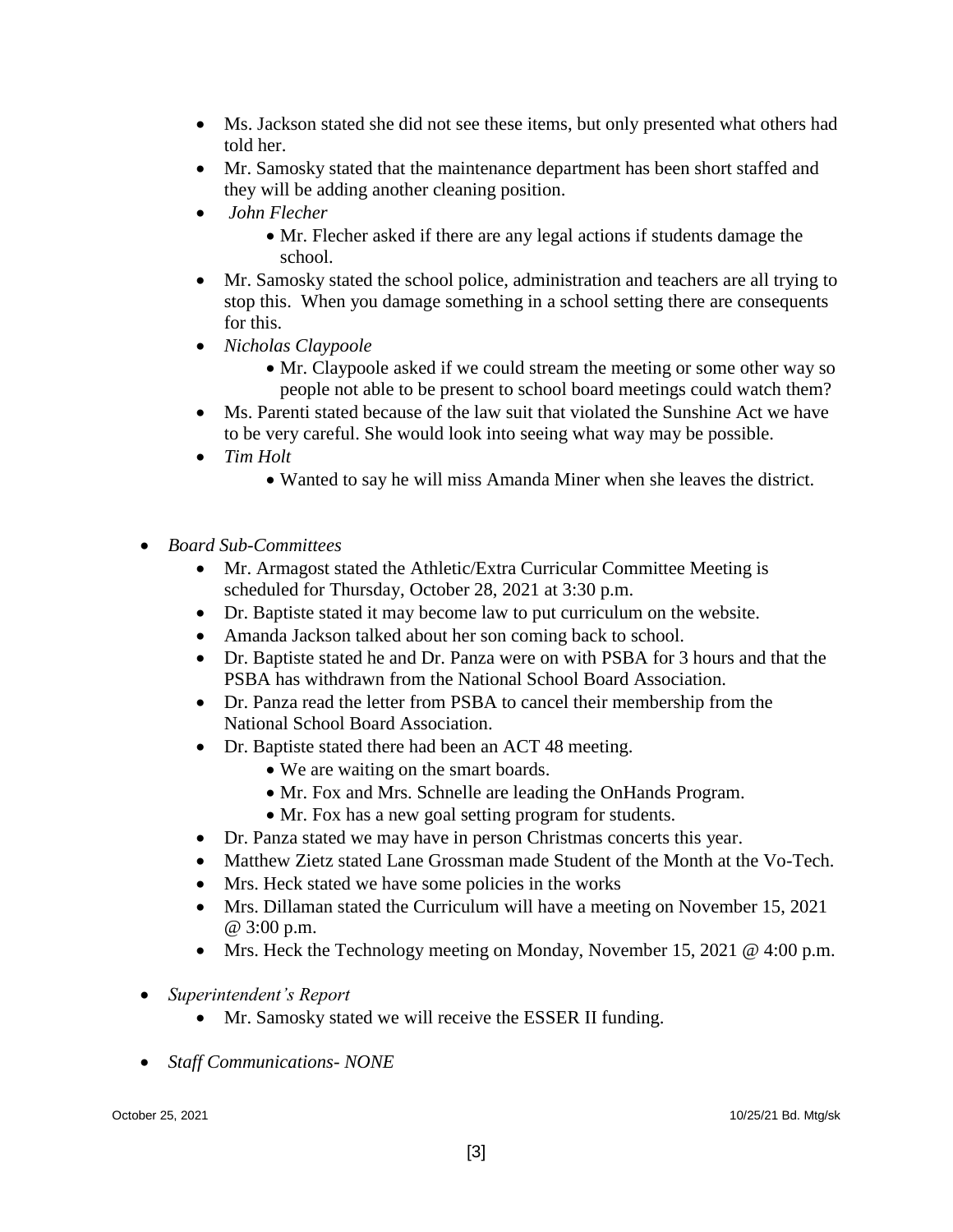- Ms. Jackson stated she did not see these items, but only presented what others had told her.
- Mr. Samosky stated that the maintenance department has been short staffed and they will be adding another cleaning position.
- *John Flecher*
  - Mr. Flecher asked if there are any legal actions if students damage the school.
- Mr. Samosky stated the school police, administration and teachers are all trying to stop this. When you damage something in a school setting there are consequents for this.
- *Nicholas Claypoole*
  - Mr. Claypoole asked if we could stream the meeting or some other way so people not able to be present to school board meetings could watch them?
- Ms. Parenti stated because of the law suit that violated the Sunshine Act we have to be very careful. She would look into seeing what way may be possible.
- *Tim Holt*
  - Wanted to say he will miss Amanda Miner when she leaves the district.

- *Board Sub-Committees*
  - Mr. Armagost stated the Athletic/Extra Curricular Committee Meeting is scheduled for Thursday, October 28, 2021 at 3:30 p.m.
  - Dr. Baptiste stated it may become law to put curriculum on the website.
  - Amanda Jackson talked about her son coming back to school.
  - Dr. Baptiste stated he and Dr. Panza were on with PSBA for 3 hours and that the PSBA has withdrawn from the National School Board Association.
  - Dr. Panza read the letter from PSBA to cancel their membership from the National School Board Association.
  - Dr. Baptiste stated there had been an ACT 48 meeting.
    - We are waiting on the smart boards.
    - Mr. Fox and Mrs. Schnelle are leading the OnHands Program.
    - Mr. Fox has a new goal setting program for students.
  - Dr. Panza stated we may have in person Christmas concerts this year.
  - Matthew Zietz stated Lane Grossman made Student of the Month at the Vo-Tech.
  - Mrs. Heck stated we have some policies in the works
  - Mrs. Dillaman stated the Curriculum will have a meeting on November 15, 2021 @ 3:00 p.m.
  - Mrs. Heck the Technology meeting on Monday, November 15, 2021 @ 4:00 p.m.

- *Superintendent's Report*
  - Mr. Samosky stated we will receive the ESSER II funding.

- *Staff Communications- NONE*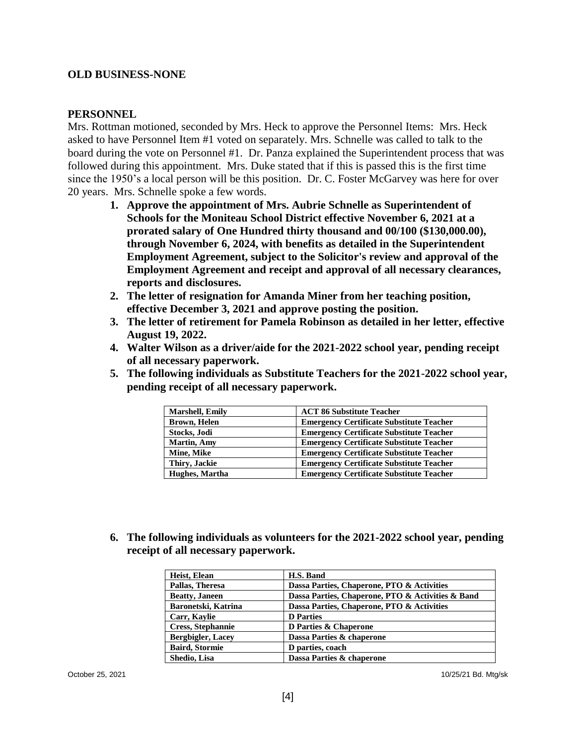**OLD BUSINESS-NONE**

**PERSONNEL**

Mrs. Rottman motioned, seconded by Mrs. Heck to approve the Personnel Items: Mrs. Heck asked to have Personnel Item #1 voted on separately. Mrs. Schnelle was called to talk to the board during the vote on Personnel #1. Dr. Panza explained the Superintendent process that was followed during this appointment. Mrs. Duke stated that if this is passed this is the first time since the 1950's a local person will be this position. Dr. C. Foster McGarvey was here for over 20 years. Mrs. Schnelle spoke a few words.

1. **Approve the appointment of Mrs. Aubrie Schnelle as Superintendent of Schools for the Moniteau School District effective November 6, 2021 at a prorated salary of One Hundred thirty thousand and 00/100 ($130,000.00), through November 6, 2024, with benefits as detailed in the Superintendent Employment Agreement, subject to the Solicitor's review and approval of the Employment Agreement and receipt and approval of all necessary clearances, reports and disclosures.**
2. **The letter of resignation for Amanda Miner from her teaching position, effective December 3, 2021 and approve posting the position.**
3. **The letter of retirement for Pamela Robinson as detailed in her letter, effective August 19, 2022.**
4. **Walter Wilson as a driver/aide for the 2021-2022 school year, pending receipt of all necessary paperwork.**
5. **The following individuals as Substitute Teachers for the 2021-2022 school year, pending receipt of all necessary paperwork.**

| Name | Position |
|---|---|
| **Marshell, Emily** | **ACT 86 Substitute Teacher** |
| **Brown, Helen** | **Emergency Certificate Substitute Teacher** |
| **Stocks, Jodi** | **Emergency Certificate Substitute Teacher** |
| **Martin, Amy** | **Emergency Certificate Substitute Teacher** |
| **Mine, Mike** | **Emergency Certificate Substitute Teacher** |
| **Thiry, Jackie** | **Emergency Certificate Substitute Teacher** |
| **Hughes, Martha** | **Emergency Certificate Substitute Teacher** |

6. **The following individuals as volunteers for the 2021-2022 school year, pending receipt of all necessary paperwork.**

| Name | Activity |
|---|---|
| **Heist, Elean** | **H.S. Band** |
| **Pallas, Theresa** | **Dassa Parties, Chaperone, PTO & Activities** |
| **Beatty, Janeen** | **Dassa Parties, Chaperone, PTO & Activities & Band** |
| **Baronetski, Katrina** | **Dassa Parties, Chaperone, PTO & Activities** |
| **Carr, Kaylie** | **D Parties** |
| **Cress, Stephannie** | **D Parties & Chaperone** |
| **Bergbigler, Lacey** | **Dassa Parties & chaperone** |
| **Baird, Stormie** | **D parties, coach** |
| **Shedio, Lisa** | **Dassa Parties & chaperone** |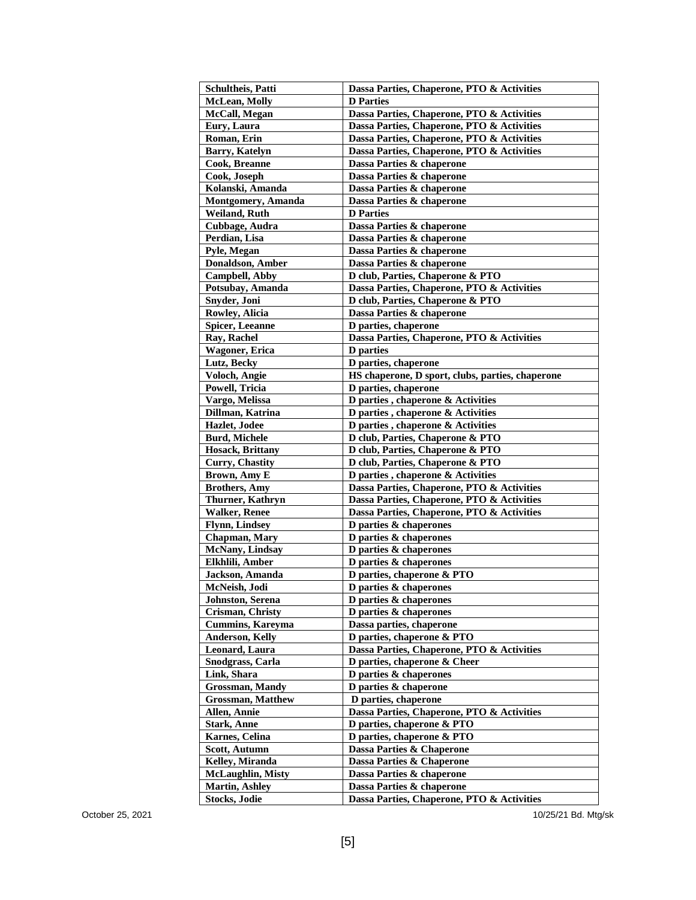| Schultheis, Patti | Dassa Parties, Chaperone, PTO & Activities |
|---|---|
| McLean, Molly | D Parties |
| McCall, Megan | Dassa Parties, Chaperone, PTO & Activities |
| Eury, Laura | Dassa Parties, Chaperone, PTO & Activities |
| Roman, Erin | Dassa Parties, Chaperone, PTO & Activities |
| Barry, Katelyn | Dassa Parties, Chaperone, PTO & Activities |
| Cook, Breanne | Dassa Parties & chaperone |
| Cook, Joseph | Dassa Parties & chaperone |
| Kolanski, Amanda | Dassa Parties & chaperone |
| Montgomery, Amanda | Dassa Parties & chaperone |
| Weiland, Ruth | D Parties |
| Cubbage, Audra | Dassa Parties & chaperone |
| Perdian, Lisa | Dassa Parties & chaperone |
| Pyle, Megan | Dassa Parties & chaperone |
| Donaldson, Amber | Dassa Parties & chaperone |
| Campbell, Abby | D club, Parties, Chaperone & PTO |
| Potsubay, Amanda | Dassa Parties, Chaperone, PTO & Activities |
| Snyder, Joni | D club, Parties, Chaperone & PTO |
| Rowley, Alicia | Dassa Parties & chaperone |
| Spicer, Leeanne | D parties, chaperone |
| Ray, Rachel | Dassa Parties, Chaperone, PTO & Activities |
| Wagoner, Erica | D parties |
| Lutz, Becky | D parties, chaperone |
| Voloch, Angie | HS chaperone, D sport, clubs, parties, chaperone |
| Powell, Tricia | D parties, chaperone |
| Vargo, Melissa | D parties , chaperone & Activities |
| Dillman, Katrina | D parties , chaperone & Activities |
| Hazlet, Jodee | D parties , chaperone & Activities |
| Burd, Michele | D club, Parties, Chaperone & PTO |
| Hosack, Brittany | D club, Parties, Chaperone & PTO |
| Curry, Chastity | D club, Parties, Chaperone & PTO |
| Brown, Amy E | D parties , chaperone & Activities |
| Brothers, Amy | Dassa Parties, Chaperone, PTO & Activities |
| Thurner, Kathryn | Dassa Parties, Chaperone, PTO & Activities |
| Walker, Renee | Dassa Parties, Chaperone, PTO & Activities |
| Flynn, Lindsey | D parties & chaperones |
| Chapman, Mary | D parties & chaperones |
| McNany, Lindsay | D parties & chaperones |
| Elkhlili, Amber | D parties & chaperones |
| Jackson, Amanda | D parties, chaperone & PTO |
| McNeish, Jodi | D parties & chaperones |
| Johnston, Serena | D parties & chaperones |
| Crisman, Christy | D parties & chaperones |
| Cummins, Kareyma | Dassa parties, chaperone |
| Anderson, Kelly | D parties, chaperone & PTO |
| Leonard, Laura | Dassa Parties, Chaperone, PTO & Activities |
| Snodgrass, Carla | D parties, chaperone & Cheer |
| Link, Shara | D parties & chaperones |
| Grossman, Mandy | D parties & chaperone |
| Grossman, Matthew | D parties, chaperone |
| Allen, Annie | Dassa Parties, Chaperone, PTO & Activities |
| Stark, Anne | D parties, chaperone & PTO |
| Karnes, Celina | D parties, chaperone & PTO |
| Scott, Autumn | Dassa Parties & Chaperone |
| Kelley, Miranda | Dassa Parties & Chaperone |
| McLaughlin, Misty | Dassa Parties & chaperone |
| Martin, Ashley | Dassa Parties & chaperone |
| Stocks, Jodie | Dassa Parties, Chaperone, PTO & Activities |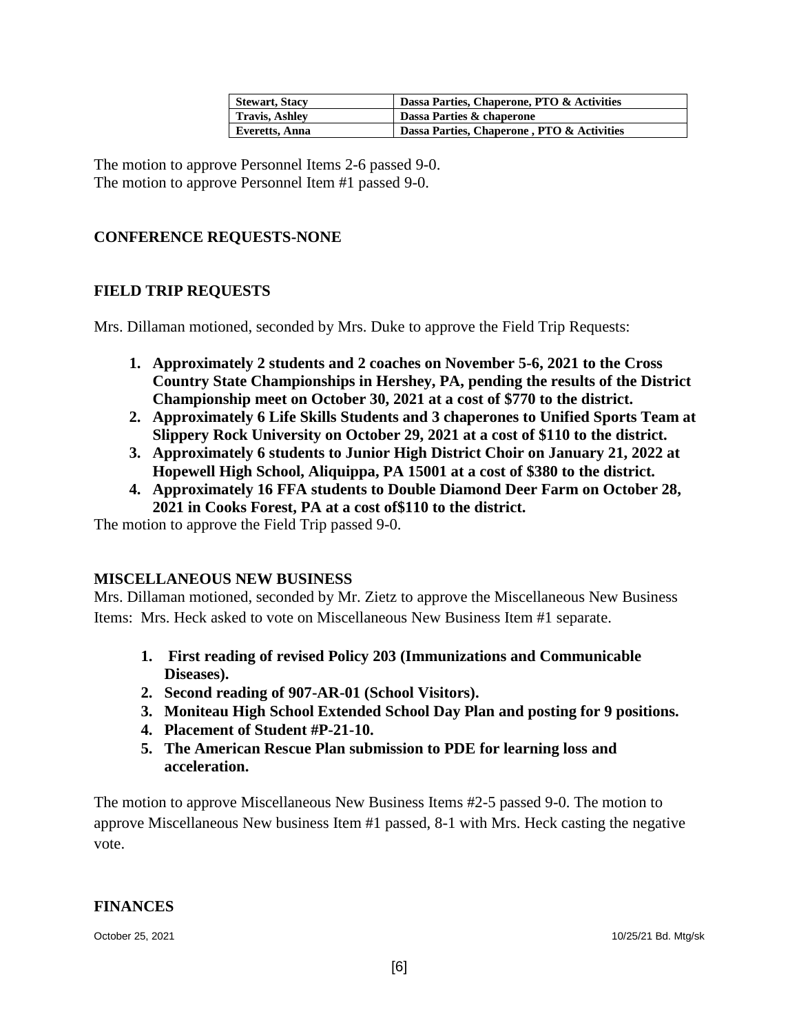| Stewart, Stacy | Dassa Parties, Chaperone, PTO & Activities |
|---|---|
| Travis, Ashley | Dassa Parties & chaperone |
| Everetts, Anna | Dassa Parties, Chaperone , PTO & Activities |

The motion to approve Personnel Items 2-6 passed 9-0.
The motion to approve Personnel Item #1 passed 9-0.

**CONFERENCE REQUESTS-NONE**

**FIELD TRIP REQUESTS**

Mrs. Dillaman motioned, seconded by Mrs. Duke to approve the Field Trip Requests:

1. **Approximately 2 students and 2 coaches on November 5-6, 2021 to the Cross Country State Championships in Hershey, PA, pending the results of the District Championship meet on October 30, 2021 at a cost of $770 to the district.**
2. **Approximately 6 Life Skills Students and 3 chaperones to Unified Sports Team at Slippery Rock University on October 29, 2021 at a cost of $110 to the district.**
3. **Approximately 6 students to Junior High District Choir on January 21, 2022 at Hopewell High School, Aliquippa, PA 15001 at a cost of $380 to the district.**
4. **Approximately 16 FFA students to Double Diamond Deer Farm on October 28, 2021 in Cooks Forest, PA at a cost of$110 to the district.**

The motion to approve the Field Trip passed 9-0.

**MISCELLANEOUS NEW BUSINESS**

Mrs. Dillaman motioned, seconded by Mr. Zietz to approve the Miscellaneous New Business Items: Mrs. Heck asked to vote on Miscellaneous New Business Item #1 separate.

1. **First reading of revised Policy 203 (Immunizations and Communicable Diseases).**
2. **Second reading of 907-AR-01 (School Visitors).**
3. **Moniteau High School Extended School Day Plan and posting for 9 positions.**
4. **Placement of Student #P-21-10.**
5. **The American Rescue Plan submission to PDE for learning loss and acceleration.**

The motion to approve Miscellaneous New Business Items #2-5 passed 9-0. The motion to approve Miscellaneous New business Item #1 passed, 8-1 with Mrs. Heck casting the negative vote.

**FINANCES**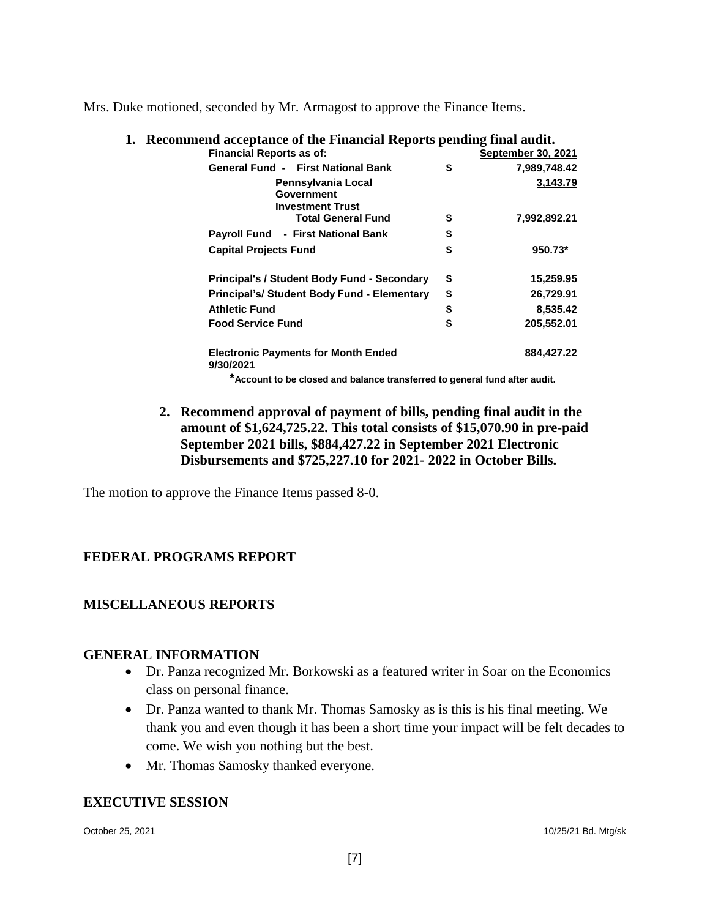Mrs. Duke motioned, seconded by Mr. Armagost to approve the Finance Items.

1. **Recommend acceptance of the Financial Reports pending final audit.**

| **Financial Reports as of:** | | **September 30, 2021** |
|---|---|---|
| **General Fund - First National Bank** | **$** | **7,989,748.42** |
| **Pennsylvania Local Government Investment Trust** | | **3,143.79** |
| **Total General Fund** | **$** | **7,992,892.21** |
| **Payroll Fund - First National Bank** | **$** | |
| **Capital Projects Fund** | **$** | **950.73*** |
| **Principal's / Student Body Fund - Secondary** | **$** | **15,259.95** |
| **Principal's/ Student Body Fund - Elementary** | **$** | **26,729.91** |
| **Athletic Fund** | **$** | **8,535.42** |
| **Food Service Fund** | **$** | **205,552.01** |
| **Electronic Payments for Month Ended 9/30/2021** | | **884,427.22** |

**\*Account to be closed and balance transferred to general fund after audit.**

2. **Recommend approval of payment of bills, pending final audit in the amount of $1,624,725.22. This total consists of $15,070.90 in pre-paid September 2021 bills, $884,427.22 in September 2021 Electronic Disbursements and $725,227.10 for 2021- 2022 in October Bills.**

The motion to approve the Finance Items passed 8-0.

## FEDERAL PROGRAMS REPORT

## MISCELLANEOUS REPORTS

## GENERAL INFORMATION

- Dr. Panza recognized Mr. Borkowski as a featured writer in Soar on the Economics class on personal finance.
- Dr. Panza wanted to thank Mr. Thomas Samosky as is this is his final meeting. We thank you and even though it has been a short time your impact will be felt decades to come. We wish you nothing but the best.
- Mr. Thomas Samosky thanked everyone.

## EXECUTIVE SESSION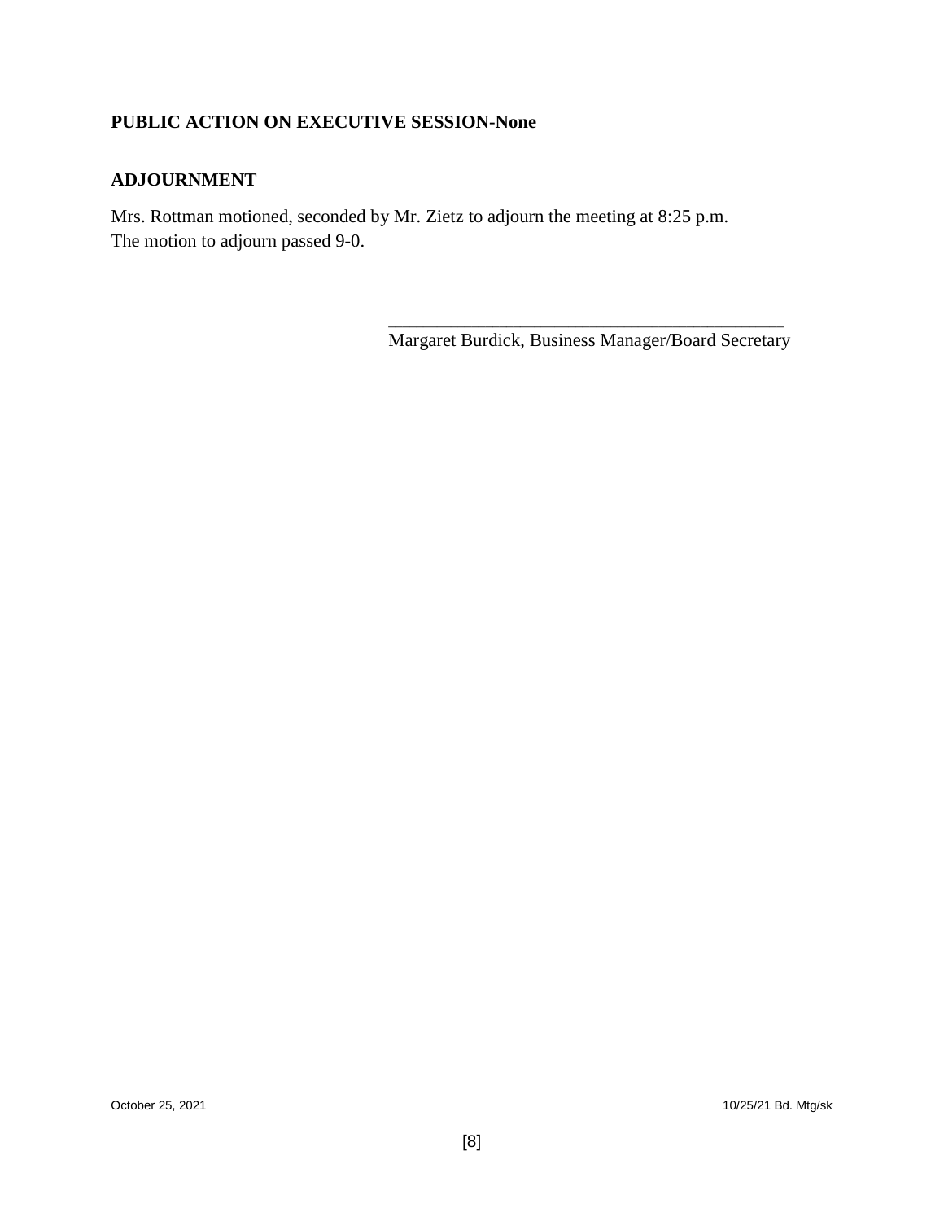**PUBLIC ACTION ON EXECUTIVE SESSION-None**

**ADJOURNMENT**

Mrs. Rottman motioned, seconded by Mr. Zietz to adjourn the meeting at 8:25 p.m.
The motion to adjourn passed 9-0.

_______________________________________________
Margaret Burdick, Business Manager/Board Secretary